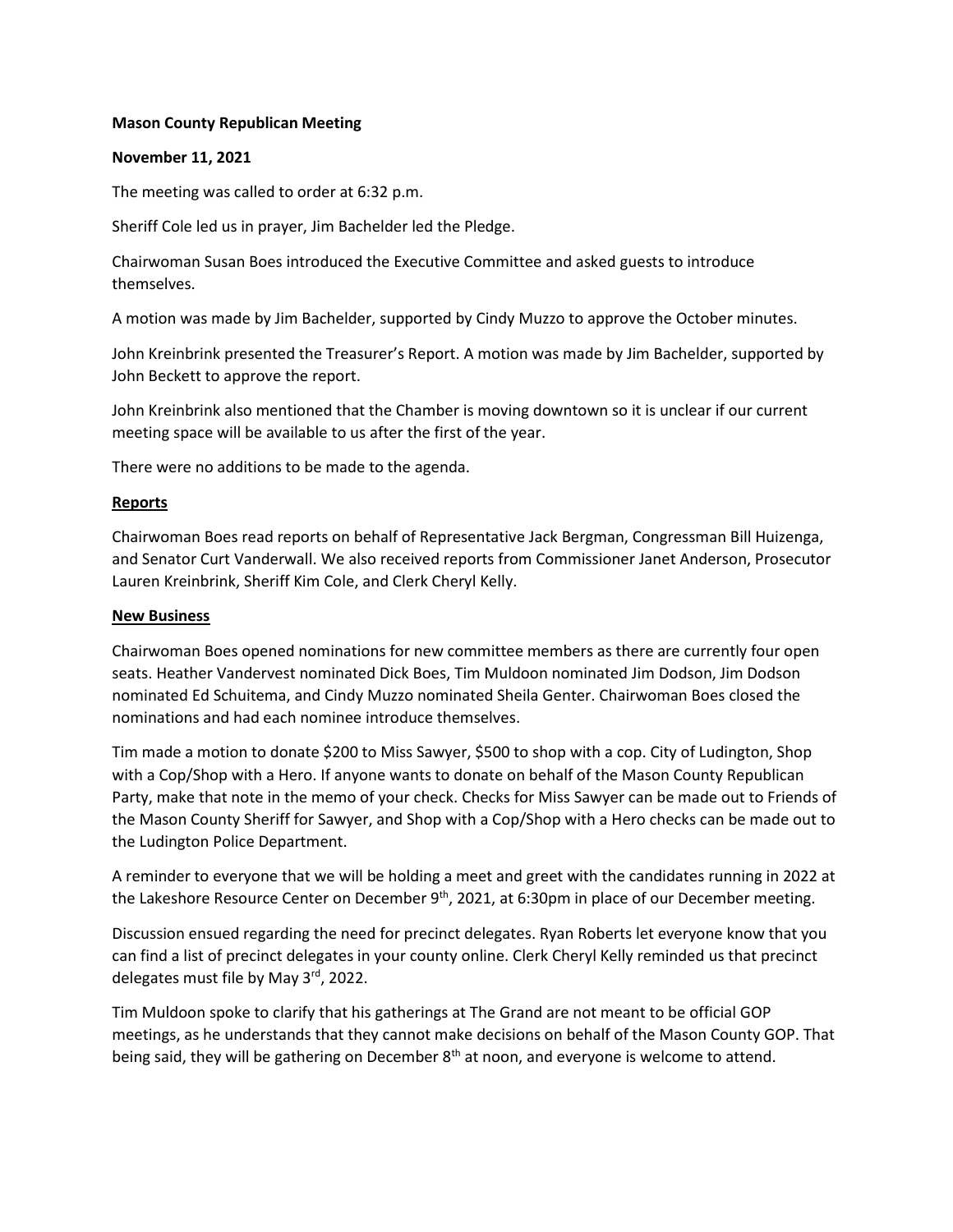**Mason County Republican Meeting**

**November 11, 2021**

The meeting was called to order at 6:32 p.m.

Sheriff Cole led us in prayer, Jim Bachelder led the Pledge.

Chairwoman Susan Boes introduced the Executive Committee and asked guests to introduce themselves.

A motion was made by Jim Bachelder, supported by Cindy Muzzo to approve the October minutes.

John Kreinbrink presented the Treasurer's Report. A motion was made by Jim Bachelder, supported by John Beckett to approve the report.

John Kreinbrink also mentioned that the Chamber is moving downtown so it is unclear if our current meeting space will be available to us after the first of the year.

There were no additions to be made to the agenda.

**Reports**

Chairwoman Boes read reports on behalf of Representative Jack Bergman, Congressman Bill Huizenga, and Senator Curt Vanderwall. We also received reports from Commissioner Janet Anderson, Prosecutor Lauren Kreinbrink, Sheriff Kim Cole, and Clerk Cheryl Kelly.

**New Business**

Chairwoman Boes opened nominations for new committee members as there are currently four open seats. Heather Vandervest nominated Dick Boes, Tim Muldoon nominated Jim Dodson, Jim Dodson nominated Ed Schuitema, and Cindy Muzzo nominated Sheila Genter. Chairwoman Boes closed the nominations and had each nominee introduce themselves.

Tim made a motion to donate $200 to Miss Sawyer, $500 to shop with a cop. City of Ludington, Shop with a Cop/Shop with a Hero. If anyone wants to donate on behalf of the Mason County Republican Party, make that note in the memo of your check. Checks for Miss Sawyer can be made out to Friends of the Mason County Sheriff for Sawyer, and Shop with a Cop/Shop with a Hero checks can be made out to the Ludington Police Department.

A reminder to everyone that we will be holding a meet and greet with the candidates running in 2022 at the Lakeshore Resource Center on December 9th, 2021, at 6:30pm in place of our December meeting.

Discussion ensued regarding the need for precinct delegates. Ryan Roberts let everyone know that you can find a list of precinct delegates in your county online. Clerk Cheryl Kelly reminded us that precinct delegates must file by May 3rd, 2022.

Tim Muldoon spoke to clarify that his gatherings at The Grand are not meant to be official GOP meetings, as he understands that they cannot make decisions on behalf of the Mason County GOP. That being said, they will be gathering on December 8th at noon, and everyone is welcome to attend.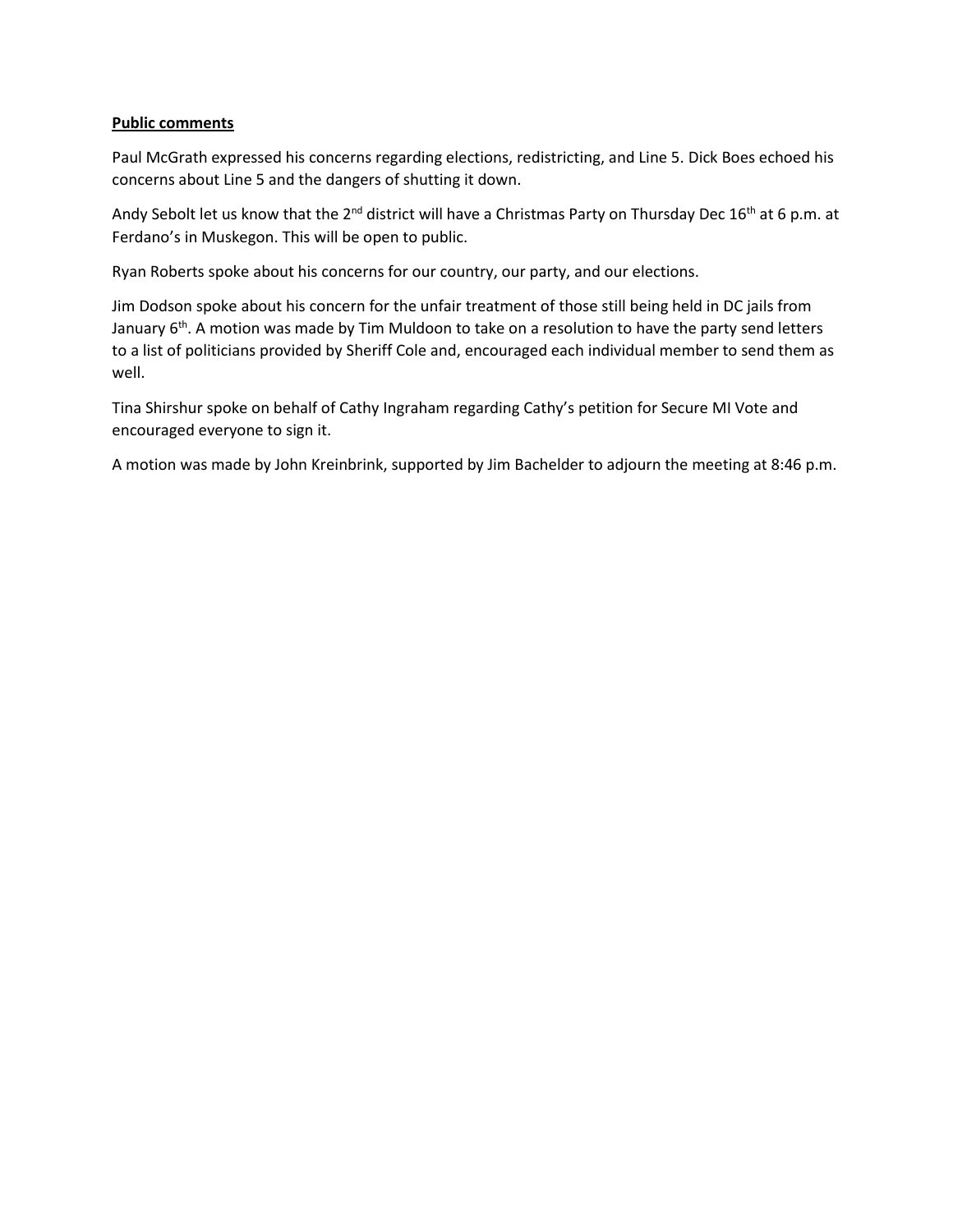**Public comments**

Paul McGrath expressed his concerns regarding elections, redistricting, and Line 5. Dick Boes echoed his concerns about Line 5 and the dangers of shutting it down.

Andy Sebolt let us know that the 2nd district will have a Christmas Party on Thursday Dec 16th at 6 p.m. at Ferdano's in Muskegon. This will be open to public.

Ryan Roberts spoke about his concerns for our country, our party, and our elections.

Jim Dodson spoke about his concern for the unfair treatment of those still being held in DC jails from January 6th. A motion was made by Tim Muldoon to take on a resolution to have the party send letters to a list of politicians provided by Sheriff Cole and, encouraged each individual member to send them as well.

Tina Shirshur spoke on behalf of Cathy Ingraham regarding Cathy's petition for Secure MI Vote and encouraged everyone to sign it.

A motion was made by John Kreinbrink, supported by Jim Bachelder to adjourn the meeting at 8:46 p.m.